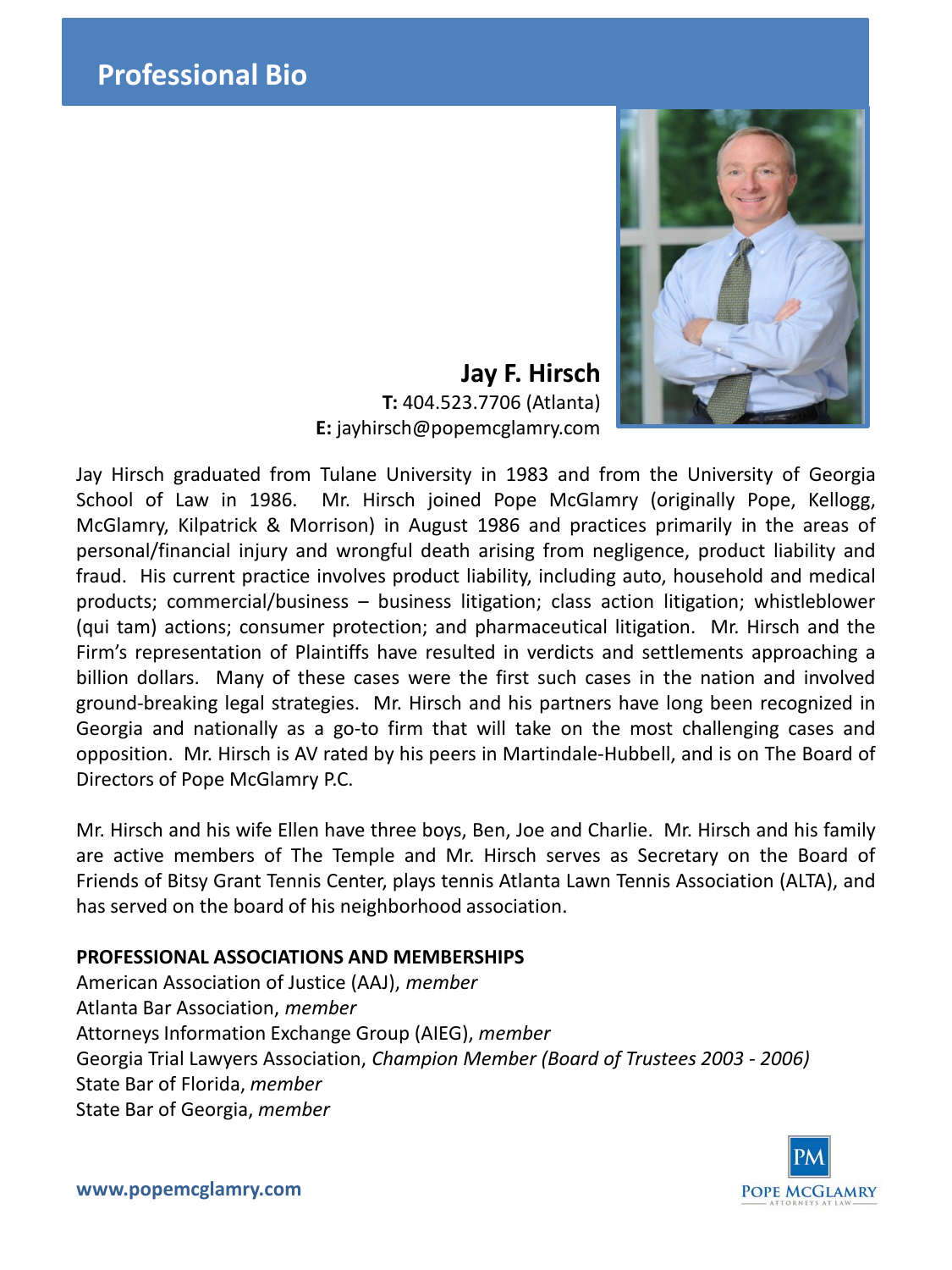# Professional Bio

## Jay F. Hirsch

**T:** 404.523.7706 (Atlanta)
**E:** jayhirsch@popemcglamry.com

Jay Hirsch graduated from Tulane University in 1983 and from the University of Georgia School of Law in 1986. Mr. Hirsch joined Pope McGlamry (originally Pope, Kellogg, McGlamry, Kilpatrick & Morrison) in August 1986 and practices primarily in the areas of personal/financial injury and wrongful death arising from negligence, product liability and fraud. His current practice involves product liability, including auto, household and medical products; commercial/business – business litigation; class action litigation; whistleblower (qui tam) actions; consumer protection; and pharmaceutical litigation. Mr. Hirsch and the Firm's representation of Plaintiffs have resulted in verdicts and settlements approaching a billion dollars. Many of these cases were the first such cases in the nation and involved ground-breaking legal strategies. Mr. Hirsch and his partners have long been recognized in Georgia and nationally as a go-to firm that will take on the most challenging cases and opposition. Mr. Hirsch is AV rated by his peers in Martindale-Hubbell, and is on The Board of Directors of Pope McGlamry P.C.

Mr. Hirsch and his wife Ellen have three boys, Ben, Joe and Charlie. Mr. Hirsch and his family are active members of The Temple and Mr. Hirsch serves as Secretary on the Board of Friends of Bitsy Grant Tennis Center, plays tennis Atlanta Lawn Tennis Association (ALTA), and has served on the board of his neighborhood association.

**PROFESSIONAL ASSOCIATIONS AND MEMBERSHIPS**

American Association of Justice (AAJ), *member*
Atlanta Bar Association, *member*
Attorneys Information Exchange Group (AIEG), *member*
Georgia Trial Lawyers Association, *Champion Member (Board of Trustees 2003 - 2006)*
State Bar of Florida, *member*
State Bar of Georgia, *member*

**www.popemcglamry.com**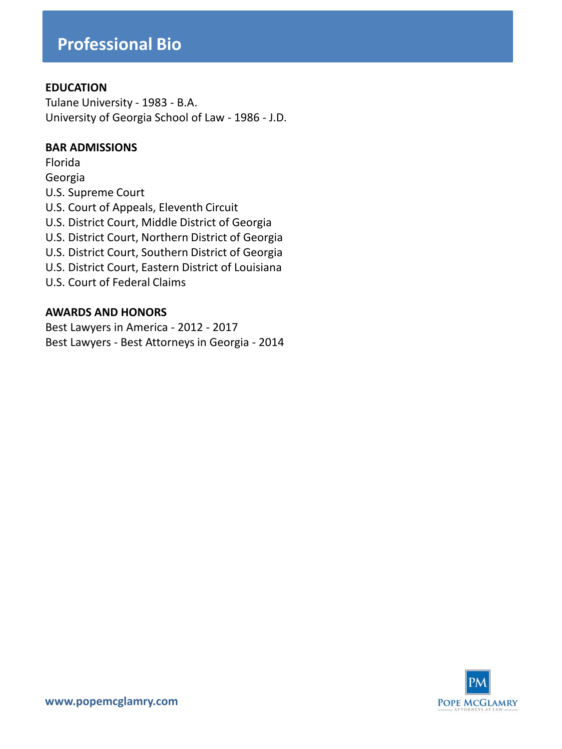# Professional Bio

**EDUCATION**

Tulane University - 1983 - B.A.
University of Georgia School of Law - 1986 - J.D.

**BAR ADMISSIONS**

Florida
Georgia
U.S. Supreme Court
U.S. Court of Appeals, Eleventh Circuit
U.S. District Court, Middle District of Georgia
U.S. District Court, Northern District of Georgia
U.S. District Court, Southern District of Georgia
U.S. District Court, Eastern District of Louisiana
U.S. Court of Federal Claims

**AWARDS AND HONORS**

Best Lawyers in America - 2012 - 2017
Best Lawyers - Best Attorneys in Georgia - 2014